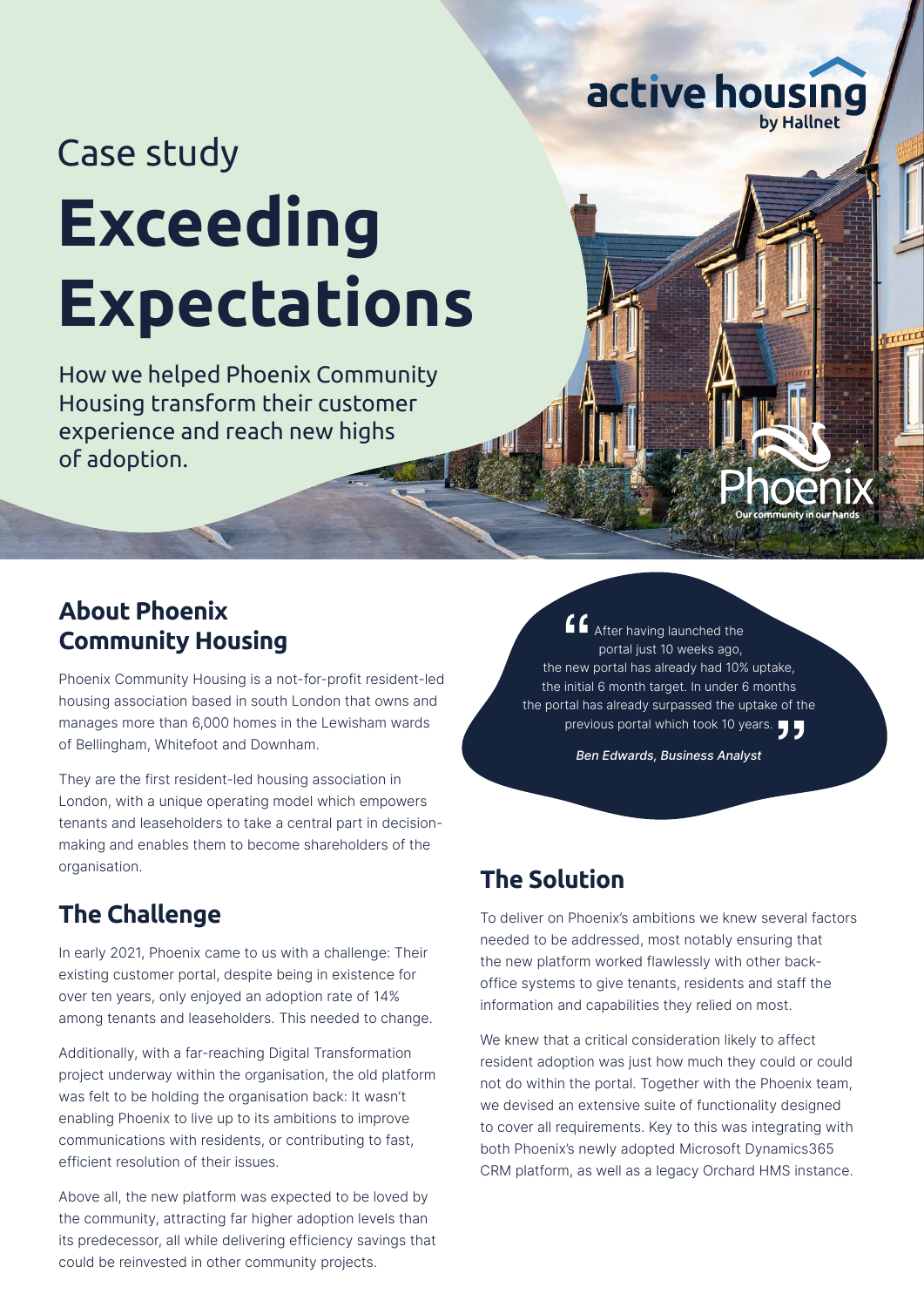active housing by Hallnet

Case study

# Exceeding Expectations

How we helped Phoenix Community Housing transform their customer experience and reach new highs of adoption.

Phoenix — Our community in our hands

## About Phoenix Community Housing

Phoenix Community Housing is a not-for-profit resident-led housing association based in south London that owns and manages more than 6,000 homes in the Lewisham wards of Bellingham, Whitefoot and Downham.

They are the first resident-led housing association in London, with a unique operating model which empowers tenants and leaseholders to take a central part in decision-making and enables them to become shareholders of the organisation.

## The Challenge

In early 2021, Phoenix came to us with a challenge: Their existing customer portal, despite being in existence for over ten years, only enjoyed an adoption rate of 14% among tenants and leaseholders. This needed to change.

Additionally, with a far-reaching Digital Transformation project underway within the organisation, the old platform was felt to be holding the organisation back: It wasn't enabling Phoenix to live up to its ambitions to improve communications with residents, or contributing to fast, efficient resolution of their issues.

Above all, the new platform was expected to be loved by the community, attracting far higher adoption levels than its predecessor, all while delivering efficiency savings that could be reinvested in other community projects.

> "After having launched the portal just 10 weeks ago, the new portal has already had 10% uptake, the initial 6 month target. In under 6 months the portal has already surpassed the uptake of the previous portal which took 10 years."
>
> *Ben Edwards, Business Analyst*

## The Solution

To deliver on Phoenix's ambitions we knew several factors needed to be addressed, most notably ensuring that the new platform worked flawlessly with other back-office systems to give tenants, residents and staff the information and capabilities they relied on most.

We knew that a critical consideration likely to affect resident adoption was just how much they could or could not do within the portal. Together with the Phoenix team, we devised an extensive suite of functionality designed to cover all requirements. Key to this was integrating with both Phoenix's newly adopted Microsoft Dynamics365 CRM platform, as well as a legacy Orchard HMS instance.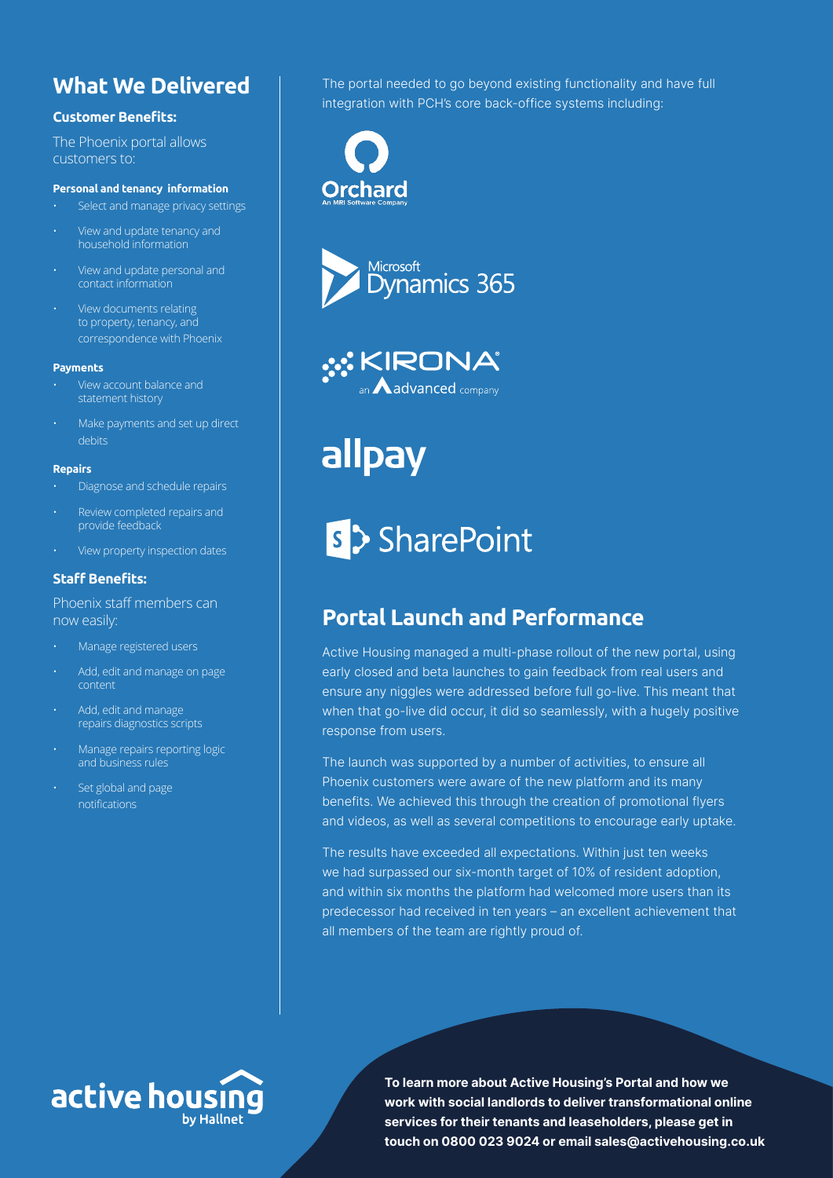## What We Delivered

### Customer Benefits:

The Phoenix portal allows customers to:

**Personal and tenancy information**

- Select and manage privacy settings
- View and update tenancy and household information
- View and update personal and contact information
- View documents relating to property, tenancy, and correspondence with Phoenix

**Payments**

- View account balance and statement history
- Make payments and set up direct debits

**Repairs**

- Diagnose and schedule repairs
- Review completed repairs and provide feedback
- View property inspection dates

### Staff Benefits:

Phoenix staff members can now easily:

- Manage registered users
- Add, edit and manage on page content
- Add, edit and manage repairs diagnostics scripts
- Manage repairs reporting logic and business rules
- Set global and page notifications

The portal needed to go beyond existing functionality and have full integration with PCH's core back-office systems including:

Orchard
An MRI Software Company

Microsoft Dynamics 365

KIRONA
an advanced company

allpay

SharePoint

## Portal Launch and Performance

Active Housing managed a multi-phase rollout of the new portal, using early closed and beta launches to gain feedback from real users and ensure any niggles were addressed before full go-live. This meant that when that go-live did occur, it did so seamlessly, with a hugely positive response from users.

The launch was supported by a number of activities, to ensure all Phoenix customers were aware of the new platform and its many benefits. We achieved this through the creation of promotional flyers and videos, as well as several competitions to encourage early uptake.

The results have exceeded all expectations. Within just ten weeks we had surpassed our six-month target of 10% of resident adoption, and within six months the platform had welcomed more users than its predecessor had received in ten years – an excellent achievement that all members of the team are rightly proud of.

active housing
by Hallnet

**To learn more about Active Housing's Portal and how we work with social landlords to deliver transformational online services for their tenants and leaseholders, please get in touch on 0800 023 9024 or email sales@activehousing.co.uk**